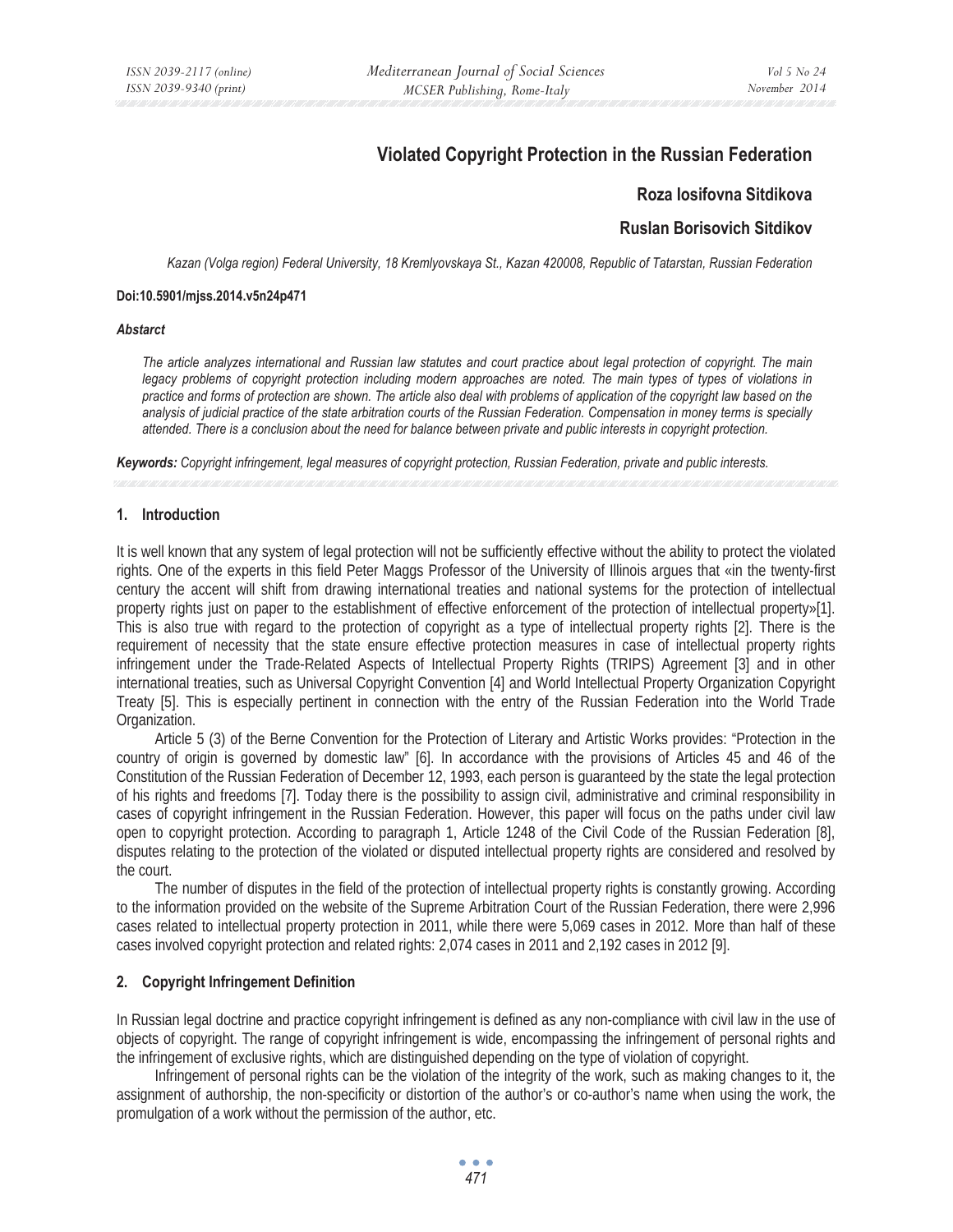# Violated Copyright Protection in the Russian Federation

**Roza Iosifovna Sitdikova**

**Ruslan Borisovich Sitdikov**

*Kazan (Volga region) Federal University, 18 Kremlyovskaya St., Kazan 420008, Republic of Tatarstan, Russian Federation*

**Doi:10.5901/mjss.2014.v5n24p471**

***Abstarct***

*The article analyzes international and Russian law statutes and court practice about legal protection of copyright. The main legacy problems of copyright protection including modern approaches are noted. The main types of types of violations in practice and forms of protection are shown. The article also deal with problems of application of the copyright law based on the analysis of judicial practice of the state arbitration courts of the Russian Federation. Compensation in money terms is specially attended. There is a conclusion about the need for balance between private and public interests in copyright protection.*

***Keywords:*** *Copyright infringement, legal measures of copyright protection, Russian Federation, private and public interests.*

## 1. Introduction

It is well known that any system of legal protection will not be sufficiently effective without the ability to protect the violated rights. One of the experts in this field Peter Maggs Professor of the University of Illinois argues that «in the twenty-first century the accent will shift from drawing international treaties and national systems for the protection of intellectual property rights just on paper to the establishment of effective enforcement of the protection of intellectual property»[1]. This is also true with regard to the protection of copyright as a type of intellectual property rights [2]. There is the requirement of necessity that the state ensure effective protection measures in case of intellectual property rights infringement under the Trade-Related Aspects of Intellectual Property Rights (TRIPS) Agreement [3] and in other international treaties, such as Universal Copyright Convention [4] and World Intellectual Property Organization Copyright Treaty [5]. This is especially pertinent in connection with the entry of the Russian Federation into the World Trade Organization.

Article 5 (3) of the Berne Convention for the Protection of Literary and Artistic Works provides: "Protection in the country of origin is governed by domestic law" [6]. In accordance with the provisions of Articles 45 and 46 of the Constitution of the Russian Federation of December 12, 1993, each person is guaranteed by the state the legal protection of his rights and freedoms [7]. Today there is the possibility to assign civil, administrative and criminal responsibility in cases of copyright infringement in the Russian Federation. However, this paper will focus on the paths under civil law open to copyright protection. According to paragraph 1, Article 1248 of the Civil Code of the Russian Federation [8], disputes relating to the protection of the violated or disputed intellectual property rights are considered and resolved by the court.

The number of disputes in the field of the protection of intellectual property rights is constantly growing. According to the information provided on the website of the Supreme Arbitration Court of the Russian Federation, there were 2,996 cases related to intellectual property protection in 2011, while there were 5,069 cases in 2012. More than half of these cases involved copyright protection and related rights: 2,074 cases in 2011 and 2,192 cases in 2012 [9].

## 2. Copyright Infringement Definition

In Russian legal doctrine and practice copyright infringement is defined as any non-compliance with civil law in the use of objects of copyright. The range of copyright infringement is wide, encompassing the infringement of personal rights and the infringement of exclusive rights, which are distinguished depending on the type of violation of copyright.

Infringement of personal rights can be the violation of the integrity of the work, such as making changes to it, the assignment of authorship, the non-specificity or distortion of the author's or co-author's name when using the work, the promulgation of a work without the permission of the author, etc.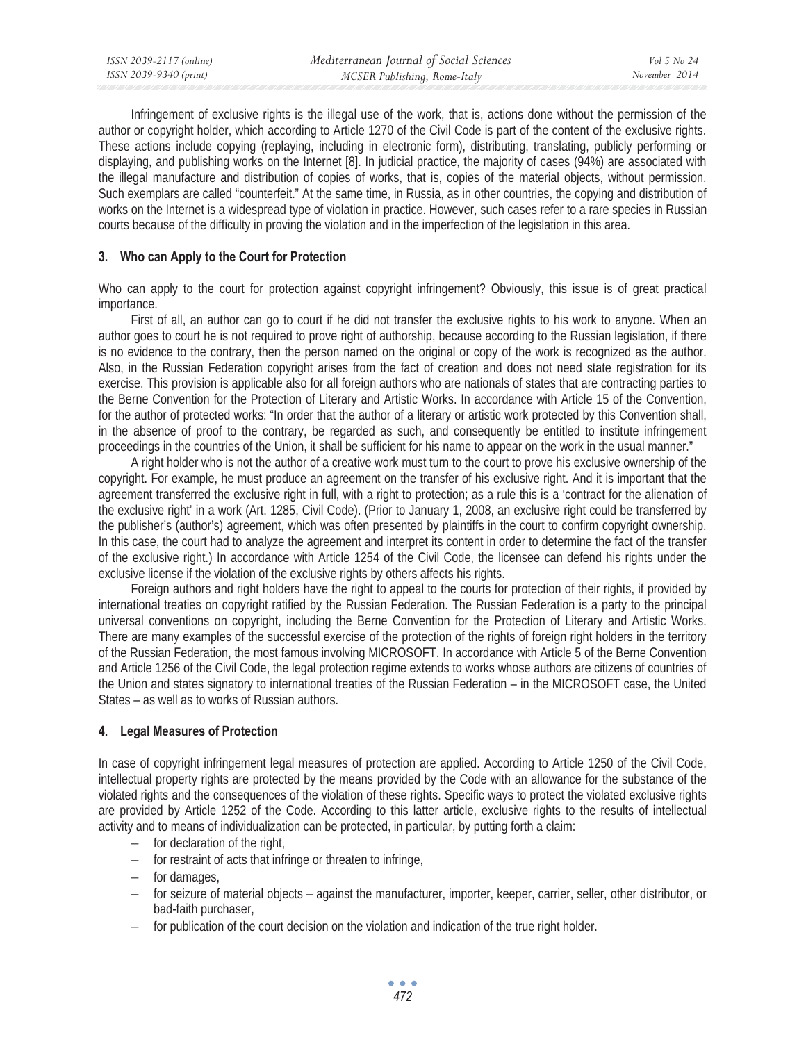Infringement of exclusive rights is the illegal use of the work, that is, actions done without the permission of the author or copyright holder, which according to Article 1270 of the Civil Code is part of the content of the exclusive rights. These actions include copying (replaying, including in electronic form), distributing, translating, publicly performing or displaying, and publishing works on the Internet [8]. In judicial practice, the majority of cases (94%) are associated with the illegal manufacture and distribution of copies of works, that is, copies of the material objects, without permission. Such exemplars are called "counterfeit." At the same time, in Russia, as in other countries, the copying and distribution of works on the Internet is a widespread type of violation in practice. However, such cases refer to a rare species in Russian courts because of the difficulty in proving the violation and in the imperfection of the legislation in this area.

### 3. Who can Apply to the Court for Protection

Who can apply to the court for protection against copyright infringement? Obviously, this issue is of great practical importance.

First of all, an author can go to court if he did not transfer the exclusive rights to his work to anyone. When an author goes to court he is not required to prove right of authorship, because according to the Russian legislation, if there is no evidence to the contrary, then the person named on the original or copy of the work is recognized as the author. Also, in the Russian Federation copyright arises from the fact of creation and does not need state registration for its exercise. This provision is applicable also for all foreign authors who are nationals of states that are contracting parties to the Berne Convention for the Protection of Literary and Artistic Works. In accordance with Article 15 of the Convention, for the author of protected works: "In order that the author of a literary or artistic work protected by this Convention shall, in the absence of proof to the contrary, be regarded as such, and consequently be entitled to institute infringement proceedings in the countries of the Union, it shall be sufficient for his name to appear on the work in the usual manner."

A right holder who is not the author of a creative work must turn to the court to prove his exclusive ownership of the copyright. For example, he must produce an agreement on the transfer of his exclusive right. And it is important that the agreement transferred the exclusive right in full, with a right to protection; as a rule this is a 'contract for the alienation of the exclusive right' in a work (Art. 1285, Civil Code). (Prior to January 1, 2008, an exclusive right could be transferred by the publisher's (author's) agreement, which was often presented by plaintiffs in the court to confirm copyright ownership. In this case, the court had to analyze the agreement and interpret its content in order to determine the fact of the transfer of the exclusive right.) In accordance with Article 1254 of the Civil Code, the licensee can defend his rights under the exclusive license if the violation of the exclusive rights by others affects his rights.

Foreign authors and right holders have the right to appeal to the courts for protection of their rights, if provided by international treaties on copyright ratified by the Russian Federation. The Russian Federation is a party to the principal universal conventions on copyright, including the Berne Convention for the Protection of Literary and Artistic Works. There are many examples of the successful exercise of the protection of the rights of foreign right holders in the territory of the Russian Federation, the most famous involving MICROSOFT. In accordance with Article 5 of the Berne Convention and Article 1256 of the Civil Code, the legal protection regime extends to works whose authors are citizens of countries of the Union and states signatory to international treaties of the Russian Federation – in the MICROSOFT case, the United States – as well as to works of Russian authors.

### 4. Legal Measures of Protection

In case of copyright infringement legal measures of protection are applied. According to Article 1250 of the Civil Code, intellectual property rights are protected by the means provided by the Code with an allowance for the substance of the violated rights and the consequences of the violation of these rights. Specific ways to protect the violated exclusive rights are provided by Article 1252 of the Code. According to this latter article, exclusive rights to the results of intellectual activity and to means of individualization can be protected, in particular, by putting forth a claim:

- for declaration of the right,
- for restraint of acts that infringe or threaten to infringe,
- for damages,
- for seizure of material objects – against the manufacturer, importer, keeper, carrier, seller, other distributor, or bad-faith purchaser,
- for publication of the court decision on the violation and indication of the true right holder.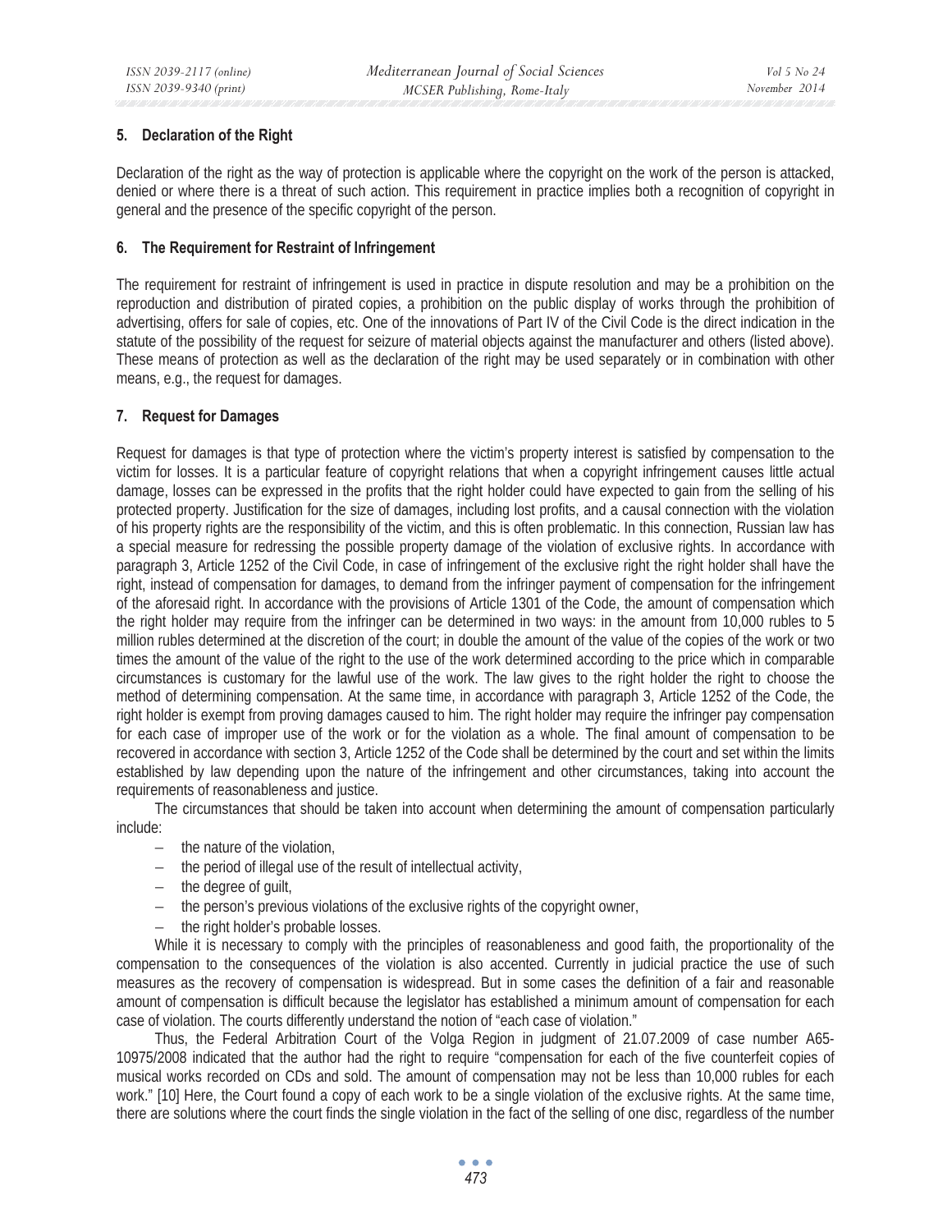## 5. Declaration of the Right

Declaration of the right as the way of protection is applicable where the copyright on the work of the person is attacked, denied or where there is a threat of such action. This requirement in practice implies both a recognition of copyright in general and the presence of the specific copyright of the person.

## 6. The Requirement for Restraint of Infringement

The requirement for restraint of infringement is used in practice in dispute resolution and may be a prohibition on the reproduction and distribution of pirated copies, a prohibition on the public display of works through the prohibition of advertising, offers for sale of copies, etc. One of the innovations of Part IV of the Civil Code is the direct indication in the statute of the possibility of the request for seizure of material objects against the manufacturer and others (listed above). These means of protection as well as the declaration of the right may be used separately or in combination with other means, e.g., the request for damages.

## 7. Request for Damages

Request for damages is that type of protection where the victim's property interest is satisfied by compensation to the victim for losses. It is a particular feature of copyright relations that when a copyright infringement causes little actual damage, losses can be expressed in the profits that the right holder could have expected to gain from the selling of his protected property. Justification for the size of damages, including lost profits, and a causal connection with the violation of his property rights are the responsibility of the victim, and this is often problematic. In this connection, Russian law has a special measure for redressing the possible property damage of the violation of exclusive rights. In accordance with paragraph 3, Article 1252 of the Civil Code, in case of infringement of the exclusive right the right holder shall have the right, instead of compensation for damages, to demand from the infringer payment of compensation for the infringement of the aforesaid right. In accordance with the provisions of Article 1301 of the Code, the amount of compensation which the right holder may require from the infringer can be determined in two ways: in the amount from 10,000 rubles to 5 million rubles determined at the discretion of the court; in double the amount of the value of the copies of the work or two times the amount of the value of the right to the use of the work determined according to the price which in comparable circumstances is customary for the lawful use of the work. The law gives to the right holder the right to choose the method of determining compensation. At the same time, in accordance with paragraph 3, Article 1252 of the Code, the right holder is exempt from proving damages caused to him. The right holder may require the infringer pay compensation for each case of improper use of the work or for the violation as a whole. The final amount of compensation to be recovered in accordance with section 3, Article 1252 of the Code shall be determined by the court and set within the limits established by law depending upon the nature of the infringement and other circumstances, taking into account the requirements of reasonableness and justice.

The circumstances that should be taken into account when determining the amount of compensation particularly include:

- the nature of the violation,
- the period of illegal use of the result of intellectual activity,
- the degree of guilt,
- the person's previous violations of the exclusive rights of the copyright owner,
- the right holder's probable losses.

While it is necessary to comply with the principles of reasonableness and good faith, the proportionality of the compensation to the consequences of the violation is also accented. Currently in judicial practice the use of such measures as the recovery of compensation is widespread. But in some cases the definition of a fair and reasonable amount of compensation is difficult because the legislator has established a minimum amount of compensation for each case of violation. The courts differently understand the notion of "each case of violation."

Thus, the Federal Arbitration Court of the Volga Region in judgment of 21.07.2009 of case number A65-10975/2008 indicated that the author had the right to require "compensation for each of the five counterfeit copies of musical works recorded on CDs and sold. The amount of compensation may not be less than 10,000 rubles for each work." [10] Here, the Court found a copy of each work to be a single violation of the exclusive rights. At the same time, there are solutions where the court finds the single violation in the fact of the selling of one disc, regardless of the number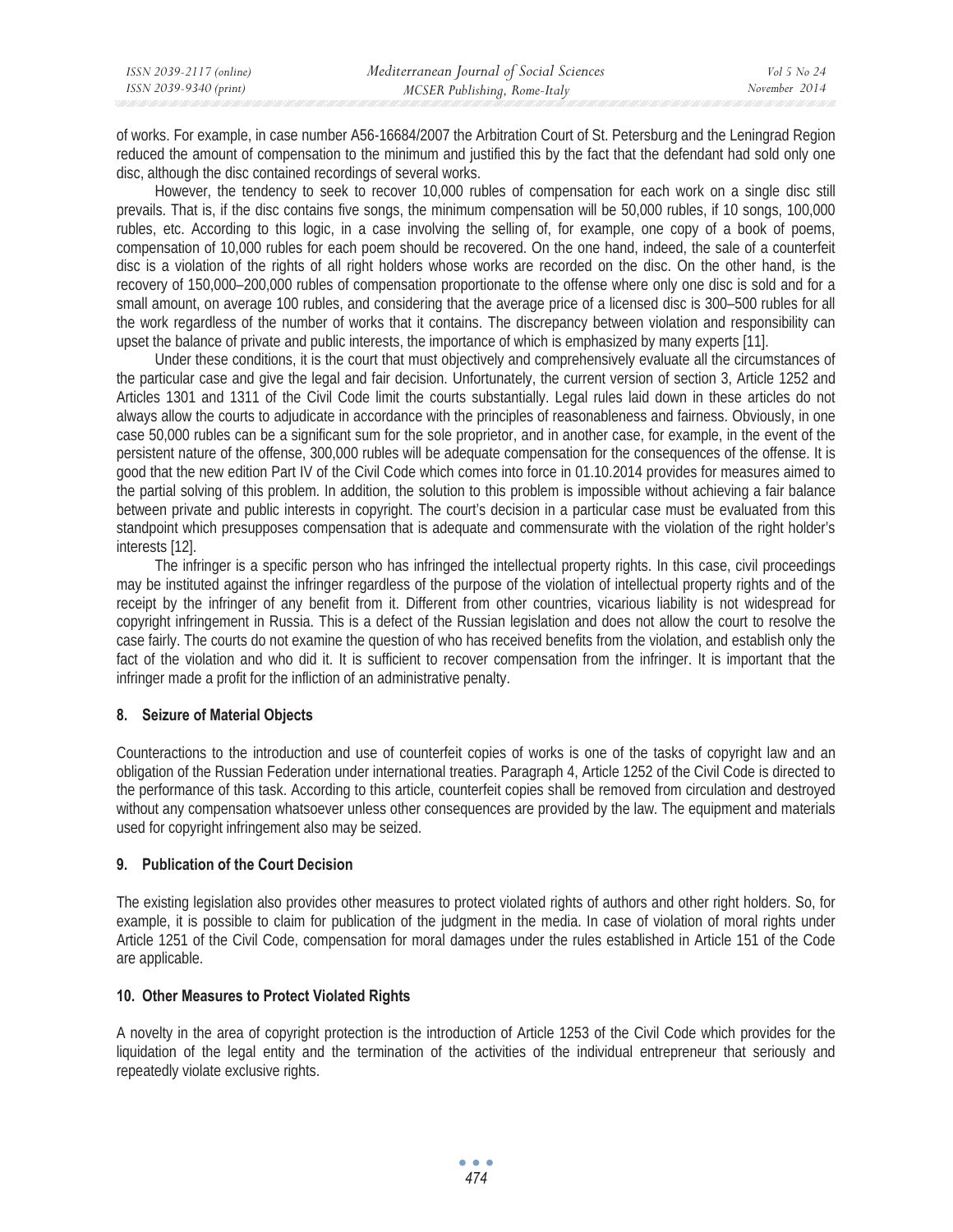of works. For example, in case number A56-16684/2007 the Arbitration Court of St. Petersburg and the Leningrad Region reduced the amount of compensation to the minimum and justified this by the fact that the defendant had sold only one disc, although the disc contained recordings of several works.

However, the tendency to seek to recover 10,000 rubles of compensation for each work on a single disc still prevails. That is, if the disc contains five songs, the minimum compensation will be 50,000 rubles, if 10 songs, 100,000 rubles, etc. According to this logic, in a case involving the selling of, for example, one copy of a book of poems, compensation of 10,000 rubles for each poem should be recovered. On the one hand, indeed, the sale of a counterfeit disc is a violation of the rights of all right holders whose works are recorded on the disc. On the other hand, is the recovery of 150,000–200,000 rubles of compensation proportionate to the offense where only one disc is sold and for a small amount, on average 100 rubles, and considering that the average price of a licensed disc is 300–500 rubles for all the work regardless of the number of works that it contains. The discrepancy between violation and responsibility can upset the balance of private and public interests, the importance of which is emphasized by many experts [11].

Under these conditions, it is the court that must objectively and comprehensively evaluate all the circumstances of the particular case and give the legal and fair decision. Unfortunately, the current version of section 3, Article 1252 and Articles 1301 and 1311 of the Civil Code limit the courts substantially. Legal rules laid down in these articles do not always allow the courts to adjudicate in accordance with the principles of reasonableness and fairness. Obviously, in one case 50,000 rubles can be a significant sum for the sole proprietor, and in another case, for example, in the event of the persistent nature of the offense, 300,000 rubles will be adequate compensation for the consequences of the offense. It is good that the new edition Part IV of the Civil Code which comes into force in 01.10.2014 provides for measures aimed to the partial solving of this problem. In addition, the solution to this problem is impossible without achieving a fair balance between private and public interests in copyright. The court's decision in a particular case must be evaluated from this standpoint which presupposes compensation that is adequate and commensurate with the violation of the right holder's interests [12].

The infringer is a specific person who has infringed the intellectual property rights. In this case, civil proceedings may be instituted against the infringer regardless of the purpose of the violation of intellectual property rights and of the receipt by the infringer of any benefit from it. Different from other countries, vicarious liability is not widespread for copyright infringement in Russia. This is a defect of the Russian legislation and does not allow the court to resolve the case fairly. The courts do not examine the question of who has received benefits from the violation, and establish only the fact of the violation and who did it. It is sufficient to recover compensation from the infringer. It is important that the infringer made a profit for the infliction of an administrative penalty.

## 8. Seizure of Material Objects

Counteractions to the introduction and use of counterfeit copies of works is one of the tasks of copyright law and an obligation of the Russian Federation under international treaties. Paragraph 4, Article 1252 of the Civil Code is directed to the performance of this task. According to this article, counterfeit copies shall be removed from circulation and destroyed without any compensation whatsoever unless other consequences are provided by the law. The equipment and materials used for copyright infringement also may be seized.

## 9. Publication of the Court Decision

The existing legislation also provides other measures to protect violated rights of authors and other right holders. So, for example, it is possible to claim for publication of the judgment in the media. In case of violation of moral rights under Article 1251 of the Civil Code, compensation for moral damages under the rules established in Article 151 of the Code are applicable.

## 10. Other Measures to Protect Violated Rights

A novelty in the area of copyright protection is the introduction of Article 1253 of the Civil Code which provides for the liquidation of the legal entity and the termination of the activities of the individual entrepreneur that seriously and repeatedly violate exclusive rights.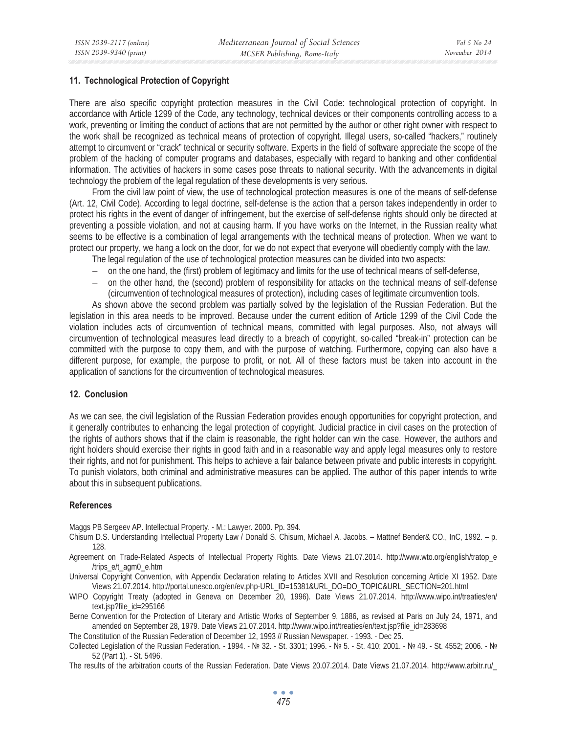## 11. Technological Protection of Copyright

There are also specific copyright protection measures in the Civil Code: technological protection of copyright. In accordance with Article 1299 of the Code, any technology, technical devices or their components controlling access to a work, preventing or limiting the conduct of actions that are not permitted by the author or other right owner with respect to the work shall be recognized as technical means of protection of copyright. Illegal users, so-called "hackers," routinely attempt to circumvent or "crack" technical or security software. Experts in the field of software appreciate the scope of the problem of the hacking of computer programs and databases, especially with regard to banking and other confidential information. The activities of hackers in some cases pose threats to national security. With the advancements in digital technology the problem of the legal regulation of these developments is very serious.

From the civil law point of view, the use of technological protection measures is one of the means of self-defense (Art. 12, Civil Code). According to legal doctrine, self-defense is the action that a person takes independently in order to protect his rights in the event of danger of infringement, but the exercise of self-defense rights should only be directed at preventing a possible violation, and not at causing harm. If you have works on the Internet, in the Russian reality what seems to be effective is a combination of legal arrangements with the technical means of protection. When we want to protect our property, we hang a lock on the door, for we do not expect that everyone will obediently comply with the law.

The legal regulation of the use of technological protection measures can be divided into two aspects:

- on the one hand, the (first) problem of legitimacy and limits for the use of technical means of self-defense,
- on the other hand, the (second) problem of responsibility for attacks on the technical means of self-defense (circumvention of technological measures of protection), including cases of legitimate circumvention tools.

As shown above the second problem was partially solved by the legislation of the Russian Federation. But the legislation in this area needs to be improved. Because under the current edition of Article 1299 of the Civil Code the violation includes acts of circumvention of technical means, committed with legal purposes. Also, not always will circumvention of technological measures lead directly to a breach of copyright, so-called "break-in" protection can be committed with the purpose to copy them, and with the purpose of watching. Furthermore, copying can also have a different purpose, for example, the purpose to profit, or not. All of these factors must be taken into account in the application of sanctions for the circumvention of technological measures.

## 12. Conclusion

As we can see, the civil legislation of the Russian Federation provides enough opportunities for copyright protection, and it generally contributes to enhancing the legal protection of copyright. Judicial practice in civil cases on the protection of the rights of authors shows that if the claim is reasonable, the right holder can win the case. However, the authors and right holders should exercise their rights in good faith and in a reasonable way and apply legal measures only to restore their rights, and not for punishment. This helps to achieve a fair balance between private and public interests in copyright. To punish violators, both criminal and administrative measures can be applied. The author of this paper intends to write about this in subsequent publications.

## References

Maggs PB Sergeev AP. Intellectual Property. - M.: Lawyer. 2000. Pp. 394.

Chisum D.S. Understanding Intellectual Property Law / Donald S. Chisum, Michael A. Jacobs. – Mattnef Bender& CO., InC, 1992. – p. 128.

Agreement on Trade-Related Aspects of Intellectual Property Rights. Date Views 21.07.2014. http://www.wto.org/english/tratop_e/trips_e/t_agm0_e.htm

Universal Copyright Convention, with Appendix Declaration relating to Articles XVII and Resolution concerning Article XI 1952. Date Views 21.07.2014. http://portal.unesco.org/en/ev.php-URL_ID=15381&URL_DO=DO_TOPIC&URL_SECTION=201.html

WIPO Copyright Treaty (adopted in Geneva on December 20, 1996). Date Views 21.07.2014. http://www.wipo.int/treaties/en/text.jsp?file_id=295166

Berne Convention for the Protection of Literary and Artistic Works of September 9, 1886, as revised at Paris on July 24, 1971, and amended on September 28, 1979. Date Views 21.07.2014. http://www.wipo.int/treaties/en/text.jsp?file_id=283698

The Constitution of the Russian Federation of December 12, 1993 // Russian Newspaper. - 1993. - Dec 25.

Collected Legislation of the Russian Federation. - 1994. - № 32. - St. 3301; 1996. - № 5. - St. 410; 2001. - № 49. - St. 4552; 2006. - № 52 (Part 1). - St. 5496.

The results of the arbitration courts of the Russian Federation. Date Views 20.07.2014. Date Views 21.07.2014. http://www.arbitr.ru/_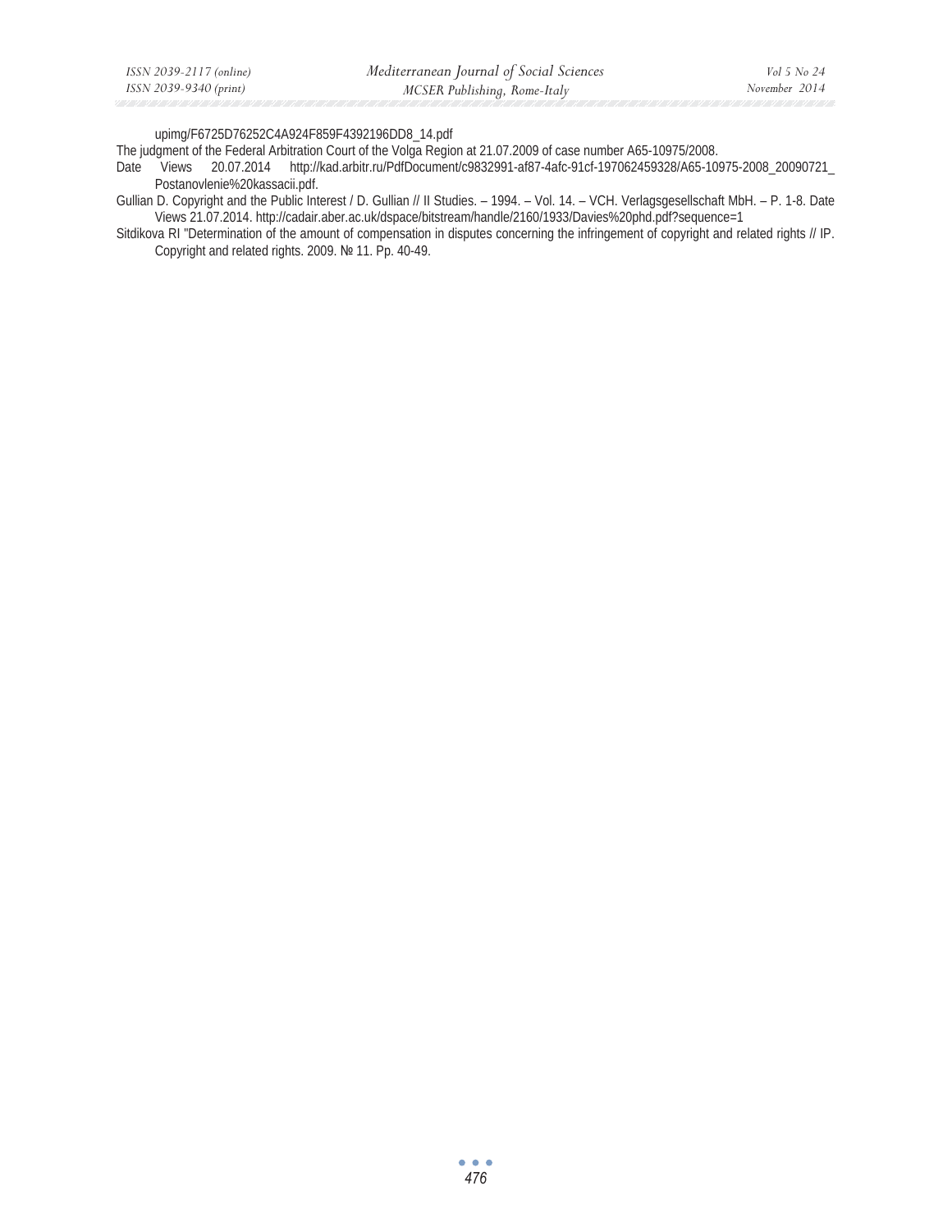upimg/F6725D76252C4A924F859F4392196DD8_14.pdf

The judgment of the Federal Arbitration Court of the Volga Region at 21.07.2009 of case number A65-10975/2008.

Date Views 20.07.2014 http://kad.arbitr.ru/PdfDocument/c9832991-af87-4afc-91cf-197062459328/A65-10975-2008_20090721_Postanovlenie%20kassacii.pdf.

Gullian D. Copyright and the Public Interest / D. Gullian // II Studies. – 1994. – Vol. 14. – VCH. Verlagsgesellschaft MbH. – P. 1-8. Date Views 21.07.2014. http://cadair.aber.ac.uk/dspace/bitstream/handle/2160/1933/Davies%20phd.pdf?sequence=1

Sitdikova RI "Determination of the amount of compensation in disputes concerning the infringement of copyright and related rights // IP. Copyright and related rights. 2009. № 11. Pp. 40-49.